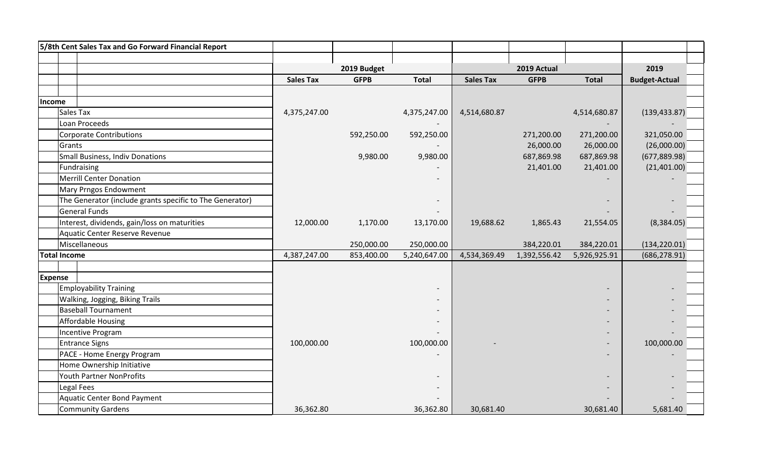# 5/8th Cent Sales Tax and Go Forward Financial Report

| | 2019 Budget | | | 2019 Actual | | | 2019 |
|---|---|---|---|---|---|---|---|
| | Sales Tax | GFPB | Total | Sales Tax | GFPB | Total | Budget-Actual |
| **Income** | | | | | | | |
| Sales Tax | 4,375,247.00 | | 4,375,247.00 | 4,514,680.87 | | 4,514,680.87 | (139,433.87) |
| Loan Proceeds | | | - | | | - | - |
| Corporate Contributions | | 592,250.00 | 592,250.00 | | 271,200.00 | 271,200.00 | 321,050.00 |
| Grants | | | - | | 26,000.00 | 26,000.00 | (26,000.00) |
| Small Business, Indiv Donations | | 9,980.00 | 9,980.00 | | 687,869.98 | 687,869.98 | (677,889.98) |
| Fundraising | | | - | | 21,401.00 | 21,401.00 | (21,401.00) |
| Merrill Center Donation | | | - | | | - | - |
| Mary Prngos Endowment | | | | | | | |
| The Generator (include grants specific to The Generator) | | | - | | | - | - |
| General Funds | | | - | | | - | - |
| Interest, dividends, gain/loss on maturities | 12,000.00 | 1,170.00 | 13,170.00 | 19,688.62 | 1,865.43 | 21,554.05 | (8,384.05) |
| Aquatic Center Reserve Revenue | | | | | | | |
| Miscellaneous | | 250,000.00 | 250,000.00 | | 384,220.01 | 384,220.01 | (134,220.01) |
| **Total Income** | 4,387,247.00 | 853,400.00 | 5,240,647.00 | 4,534,369.49 | 1,392,556.42 | 5,926,925.91 | (686,278.91) |
| **Expense** | | | | | | | |
| Employability Training | | | - | | | - | - |
| Walking, Jogging, Biking Trails | | | - | | | - | - |
| Baseball Tournament | | | - | | | - | - |
| Affordable Housing | | | - | | | - | - |
| Incentive Program | | | - | | | - | - |
| Entrance Signs | 100,000.00 | | 100,000.00 | - | | - | 100,000.00 |
| PACE - Home Energy Program | | | - | | | - | - |
| Home Ownership Initiative | | | | | | | |
| Youth Partner NonProfits | | | - | | | - | - |
| Legal Fees | | | - | | | - | - |
| Aquatic Center Bond Payment | | | - | | | - | - |
| Community Gardens | 36,362.80 | | 36,362.80 | 30,681.40 | | 30,681.40 | 5,681.40 |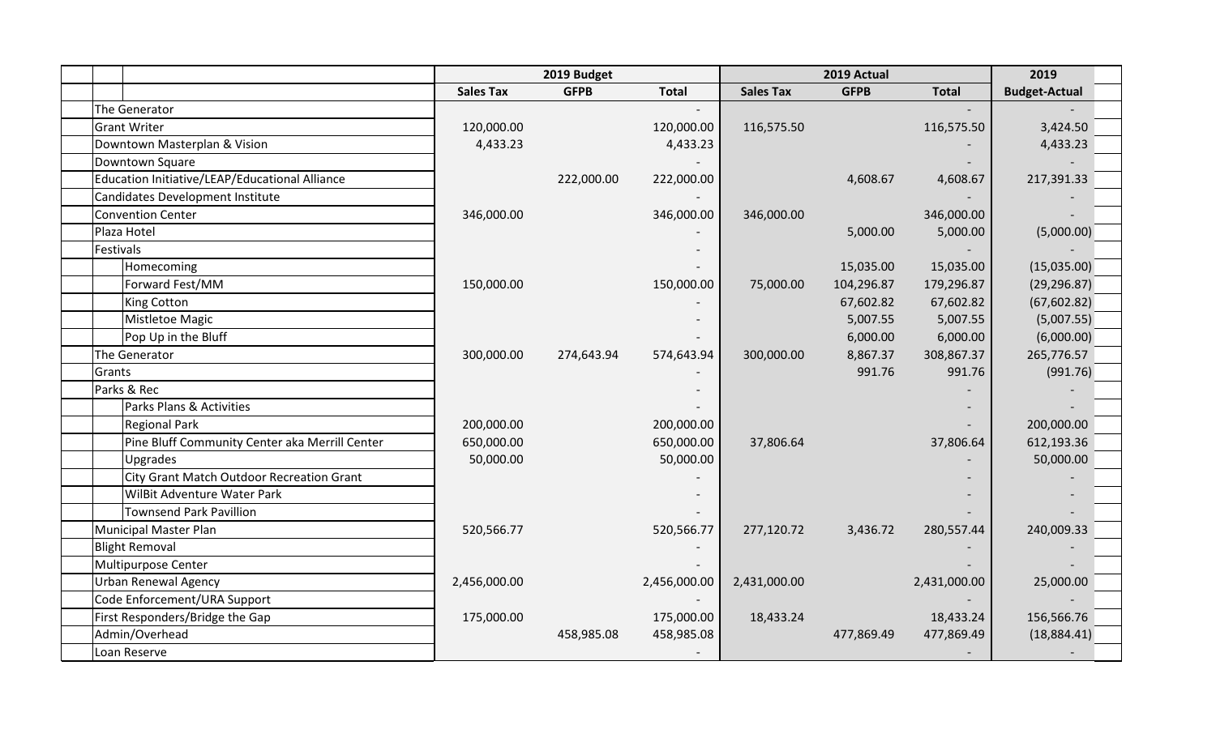| | 2019 Budget | | | 2019 Actual | | | 2019 |
|---|---|---|---|---|---|---|---|
| | Sales Tax | GFPB | Total | Sales Tax | GFPB | Total | Budget-Actual |
| The Generator | | | - | | | - | - |
| Grant Writer | 120,000.00 | | 120,000.00 | 116,575.50 | | 116,575.50 | 3,424.50 |
| Downtown Masterplan & Vision | 4,433.23 | | 4,433.23 | | | - | 4,433.23 |
| Downtown Square | | | - | | | - | - |
| Education Initiative/LEAP/Educational Alliance | | 222,000.00 | 222,000.00 | | 4,608.67 | 4,608.67 | 217,391.33 |
| Candidates Development Institute | | | - | | | - | - |
| Convention Center | 346,000.00 | | 346,000.00 | 346,000.00 | | 346,000.00 | - |
| Plaza Hotel | | | - | | 5,000.00 | 5,000.00 | (5,000.00) |
| Festivals | | | - | | | - | - |
| Homecoming | | | - | | 15,035.00 | 15,035.00 | (15,035.00) |
| Forward Fest/MM | 150,000.00 | | 150,000.00 | 75,000.00 | 104,296.87 | 179,296.87 | (29,296.87) |
| King Cotton | | | - | | 67,602.82 | 67,602.82 | (67,602.82) |
| Mistletoe Magic | | | - | | 5,007.55 | 5,007.55 | (5,007.55) |
| Pop Up in the Bluff | | | - | | 6,000.00 | 6,000.00 | (6,000.00) |
| The Generator | 300,000.00 | 274,643.94 | 574,643.94 | 300,000.00 | 8,867.37 | 308,867.37 | 265,776.57 |
| Grants | | | - | | 991.76 | 991.76 | (991.76) |
| Parks & Rec | | | - | | | - | - |
| Parks Plans & Activities | | | - | | | - | - |
| Regional Park | 200,000.00 | | 200,000.00 | | | - | 200,000.00 |
| Pine Bluff Community Center aka Merrill Center | 650,000.00 | | 650,000.00 | 37,806.64 | | 37,806.64 | 612,193.36 |
| Upgrades | 50,000.00 | | 50,000.00 | | | - | 50,000.00 |
| City Grant Match Outdoor Recreation Grant | | | - | | | - | - |
| WilBit Adventure Water Park | | | - | | | - | - |
| Townsend Park Pavillion | | | - | | | - | - |
| Municipal Master Plan | 520,566.77 | | 520,566.77 | 277,120.72 | 3,436.72 | 280,557.44 | 240,009.33 |
| Blight Removal | | | - | | | - | - |
| Multipurpose Center | | | - | | | - | - |
| Urban Renewal Agency | 2,456,000.00 | | 2,456,000.00 | 2,431,000.00 | | 2,431,000.00 | 25,000.00 |
| Code Enforcement/URA Support | | | - | | | - | - |
| First Responders/Bridge the Gap | 175,000.00 | | 175,000.00 | 18,433.24 | | 18,433.24 | 156,566.76 |
| Admin/Overhead | | 458,985.08 | 458,985.08 | | 477,869.49 | 477,869.49 | (18,884.41) |
| Loan Reserve | | | - | | | - | - |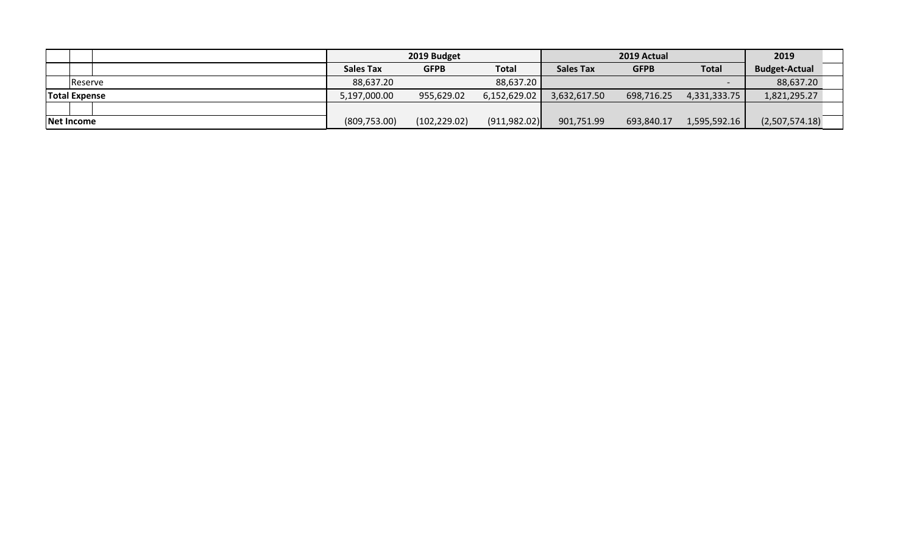| | 2019 Budget | | | 2019 Actual | | | 2019 |
|---|---|---|---|---|---|---|---|
| | **Sales Tax** | **GFPB** | **Total** | **Sales Tax** | **GFPB** | **Total** | **Budget-Actual** |
| Reserve | 88,637.20 | | 88,637.20 | | | - | 88,637.20 |
| **Total Expense** | 5,197,000.00 | 955,629.02 | 6,152,629.02 | 3,632,617.50 | 698,716.25 | 4,331,333.75 | 1,821,295.27 |
| | | | | | | | |
| **Net Income** | (809,753.00) | (102,229.02) | (911,982.02) | 901,751.99 | 693,840.17 | 1,595,592.16 | (2,507,574.18) |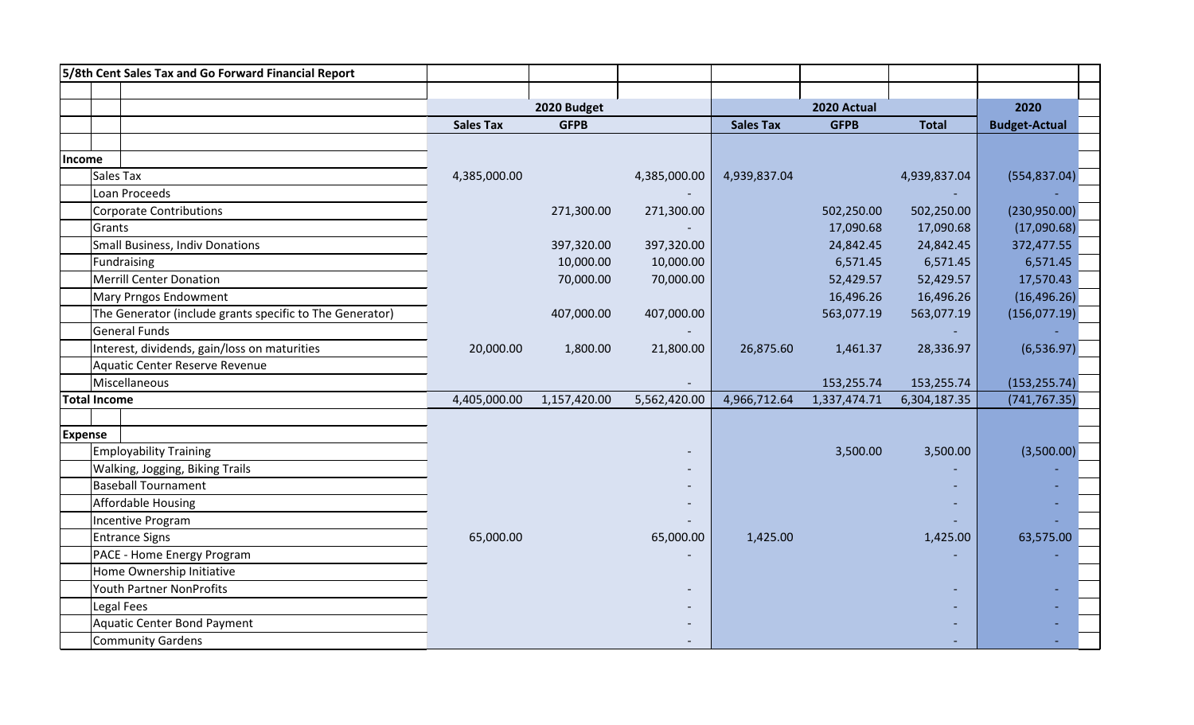## 5/8th Cent Sales Tax and Go Forward Financial Report

| | 2020 Budget | | | 2020 Actual | | | 2020 |
|---|---|---|---|---|---|---|---|
| | Sales Tax | GFPB | | Sales Tax | GFPB | Total | Budget-Actual |
| **Income** | | | | | | | |
| Sales Tax | 4,385,000.00 | | 4,385,000.00 | 4,939,837.04 | | 4,939,837.04 | (554,837.04) |
| Loan Proceeds | | | - | | | - | - |
| Corporate Contributions | | 271,300.00 | 271,300.00 | | 502,250.00 | 502,250.00 | (230,950.00) |
| Grants | | | - | | 17,090.68 | 17,090.68 | (17,090.68) |
| Small Business, Indiv Donations | | 397,320.00 | 397,320.00 | | 24,842.45 | 24,842.45 | 372,477.55 |
| Fundraising | | 10,000.00 | 10,000.00 | | 6,571.45 | 6,571.45 | 6,571.45 |
| Merrill Center Donation | | 70,000.00 | 70,000.00 | | 52,429.57 | 52,429.57 | 17,570.43 |
| Mary Prngos Endowment | | | | | 16,496.26 | 16,496.26 | (16,496.26) |
| The Generator (include grants specific to The Generator) | | 407,000.00 | 407,000.00 | | 563,077.19 | 563,077.19 | (156,077.19) |
| General Funds | | | - | | | - | - |
| Interest, dividends, gain/loss on maturities | 20,000.00 | 1,800.00 | 21,800.00 | 26,875.60 | 1,461.37 | 28,336.97 | (6,536.97) |
| Aquatic Center Reserve Revenue | | | | | | | |
| Miscellaneous | | | - | | 153,255.74 | 153,255.74 | (153,255.74) |
| **Total Income** | 4,405,000.00 | 1,157,420.00 | 5,562,420.00 | 4,966,712.64 | 1,337,474.71 | 6,304,187.35 | (741,767.35) |
| | | | | | | | |
| **Expense** | | | | | | | |
| Employability Training | | | - | | 3,500.00 | 3,500.00 | (3,500.00) |
| Walking, Jogging, Biking Trails | | | - | | | - | - |
| Baseball Tournament | | | - | | | - | - |
| Affordable Housing | | | - | | | - | - |
| Incentive Program | | | - | | | - | - |
| Entrance Signs | 65,000.00 | | 65,000.00 | 1,425.00 | | 1,425.00 | 63,575.00 |
| PACE - Home Energy Program | | | - | | | - | - |
| Home Ownership Initiative | | | | | | | |
| Youth Partner NonProfits | | | - | | | - | - |
| Legal Fees | | | - | | | - | - |
| Aquatic Center Bond Payment | | | - | | | - | - |
| Community Gardens | | | - | | | - | - |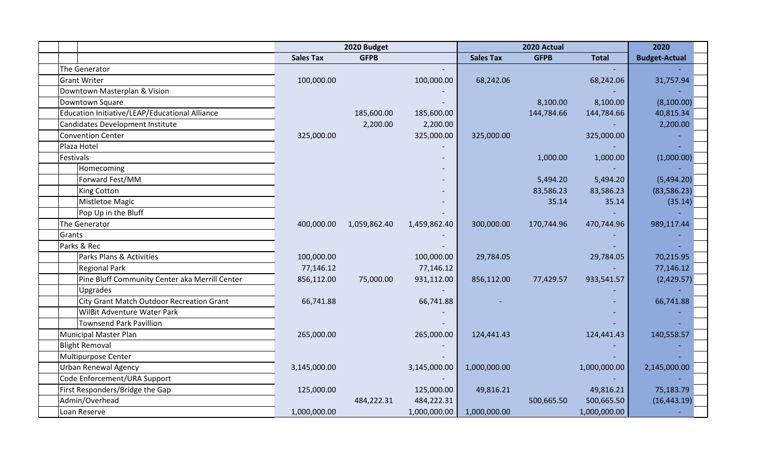| | 2020 Budget | | | 2020 Actual | | | 2020 |
|---|---|---|---|---|---|---|---|
| | Sales Tax | GFPB | | Sales Tax | GFPB | Total | Budget-Actual |
| The Generator | | | - | | | - | - |
| Grant Writer | 100,000.00 | | 100,000.00 | 68,242.06 | | 68,242.06 | 31,757.94 |
| Downtown Masterplan & Vision | | | - | | | - | - |
| Downtown Square | | | - | | 8,100.00 | 8,100.00 | (8,100.00) |
| Education Initiative/LEAP/Educational Alliance | | 185,600.00 | 185,600.00 | | 144,784.66 | 144,784.66 | 40,815.34 |
| Candidates Development Institute | | 2,200.00 | 2,200.00 | | | - | 2,200.00 |
| Convention Center | 325,000.00 | | 325,000.00 | 325,000.00 | | 325,000.00 | - |
| Plaza Hotel | | | - | | | - | - |
| Festivals | | | - | | 1,000.00 | 1,000.00 | (1,000.00) |
| Homecoming | | | - | | | - | - |
| Forward Fest/MM | | | - | | 5,494.20 | 5,494.20 | (5,494.20) |
| King Cotton | | | - | | 83,586.23 | 83,586.23 | (83,586.23) |
| Mistletoe Magic | | | - | | 35.14 | 35.14 | (35.14) |
| Pop Up in the Bluff | | | - | | | - | - |
| The Generator | 400,000.00 | 1,059,862.40 | 1,459,862.40 | 300,000.00 | 170,744.96 | 470,744.96 | 989,117.44 |
| Grants | | | - | | | - | - |
| Parks & Rec | | | - | | | - | - |
| Parks Plans & Activities | 100,000.00 | | 100,000.00 | 29,784.05 | | 29,784.05 | 70,215.95 |
| Regional Park | 77,146.12 | | 77,146.12 | | | - | 77,146.12 |
| Pine Bluff Community Center aka Merrill Center | 856,112.00 | 75,000.00 | 931,112.00 | 856,112.00 | 77,429.57 | 933,541.57 | (2,429.57) |
| Upgrades | | | - | | | - | - |
| City Grant Match Outdoor Recreation Grant | 66,741.88 | | 66,741.88 | - | | - | 66,741.88 |
| WilBit Adventure Water Park | | | - | | | - | - |
| Townsend Park Pavillion | | | - | | | - | - |
| Municipal Master Plan | 265,000.00 | | 265,000.00 | 124,441.43 | | 124,441.43 | 140,558.57 |
| Blight Removal | | | - | | | - | - |
| Multipurpose Center | | | - | | | - | - |
| Urban Renewal Agency | 3,145,000.00 | | 3,145,000.00 | 1,000,000.00 | | 1,000,000.00 | 2,145,000.00 |
| Code Enforcement/URA Support | | | - | | | - | - |
| First Responders/Bridge the Gap | 125,000.00 | | 125,000.00 | 49,816.21 | | 49,816.21 | 75,183.79 |
| Admin/Overhead | | 484,222.31 | 484,222.31 | | 500,665.50 | 500,665.50 | (16,443.19) |
| Loan Reserve | 1,000,000.00 | | 1,000,000.00 | 1,000,000.00 | | 1,000,000.00 | - |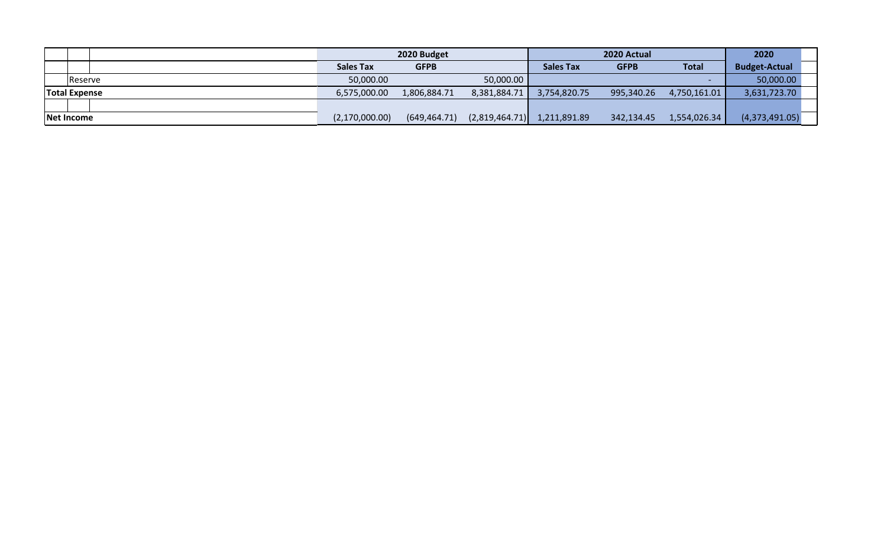| | 2020 Budget | | | 2020 Actual | | | 2020 |
|---|---|---|---|---|---|---|---|
| | Sales Tax | GFPB | | Sales Tax | GFPB | Total | Budget-Actual |
| Reserve | 50,000.00 | | 50,000.00 | | | - | 50,000.00 |
| **Total Expense** | 6,575,000.00 | 1,806,884.71 | 8,381,884.71 | 3,754,820.75 | 995,340.26 | 4,750,161.01 | 3,631,723.70 |
| | | | | | | | |
| **Net Income** | (2,170,000.00) | (649,464.71) | (2,819,464.71) | 1,211,891.89 | 342,134.45 | 1,554,026.34 | (4,373,491.05) |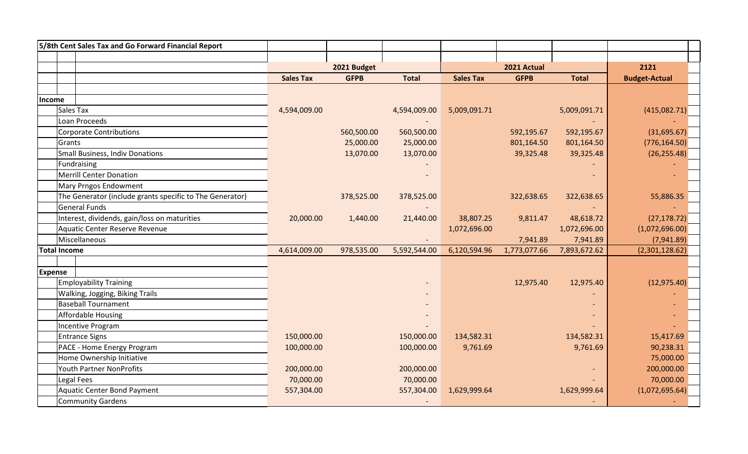| 5/8th Cent Sales Tax and Go Forward Financial Report | | | | | | | |
|---|---|---|---|---|---|---|---|
| | 2021 Budget | | | 2021 Actual | | | 2121 |
| | Sales Tax | GFPB | Total | Sales Tax | GFPB | Total | Budget-Actual |
| **Income** | | | | | | | |
| Sales Tax | 4,594,009.00 | | 4,594,009.00 | 5,009,091.71 | | 5,009,091.71 | (415,082.71) |
| Loan Proceeds | | | - | | | - | - |
| Corporate Contributions | | 560,500.00 | 560,500.00 | | 592,195.67 | 592,195.67 | (31,695.67) |
| Grants | | 25,000.00 | 25,000.00 | | 801,164.50 | 801,164.50 | (776,164.50) |
| Small Business, Indiv Donations | | 13,070.00 | 13,070.00 | | 39,325.48 | 39,325.48 | (26,255.48) |
| Fundraising | | | - | | | - | - |
| Merrill Center Donation | | | - | | | - | - |
| Mary Prngos Endowment | | | | | | | |
| The Generator (include grants specific to The Generator) | | 378,525.00 | 378,525.00 | | 322,638.65 | 322,638.65 | 55,886.35 |
| General Funds | | | - | | | - | - |
| Interest, dividends, gain/loss on maturities | 20,000.00 | 1,440.00 | 21,440.00 | 38,807.25 | 9,811.47 | 48,618.72 | (27,178.72) |
| Aquatic Center Reserve Revenue | | | | 1,072,696.00 | | 1,072,696.00 | (1,072,696.00) |
| Miscellaneous | | | - | | 7,941.89 | 7,941.89 | (7,941.89) |
| **Total Income** | 4,614,009.00 | 978,535.00 | 5,592,544.00 | 6,120,594.96 | 1,773,077.66 | 7,893,672.62 | (2,301,128.62) |
| **Expense** | | | | | | | |
| Employability Training | | | - | | 12,975.40 | 12,975.40 | (12,975.40) |
| Walking, Jogging, Biking Trails | | | - | | | - | - |
| Baseball Tournament | | | - | | | - | - |
| Affordable Housing | | | - | | | - | - |
| Incentive Program | | | - | | | - | - |
| Entrance Signs | 150,000.00 | | 150,000.00 | 134,582.31 | | 134,582.31 | 15,417.69 |
| PACE - Home Energy Program | 100,000.00 | | 100,000.00 | 9,761.69 | | 9,761.69 | 90,238.31 |
| Home Ownership Initiative | | | | | | | 75,000.00 |
| Youth Partner NonProfits | 200,000.00 | | 200,000.00 | | | - | 200,000.00 |
| Legal Fees | 70,000.00 | | 70,000.00 | | | - | 70,000.00 |
| Aquatic Center Bond Payment | 557,304.00 | | 557,304.00 | 1,629,999.64 | | 1,629,999.64 | (1,072,695.64) |
| Community Gardens | | | - | | | - | - |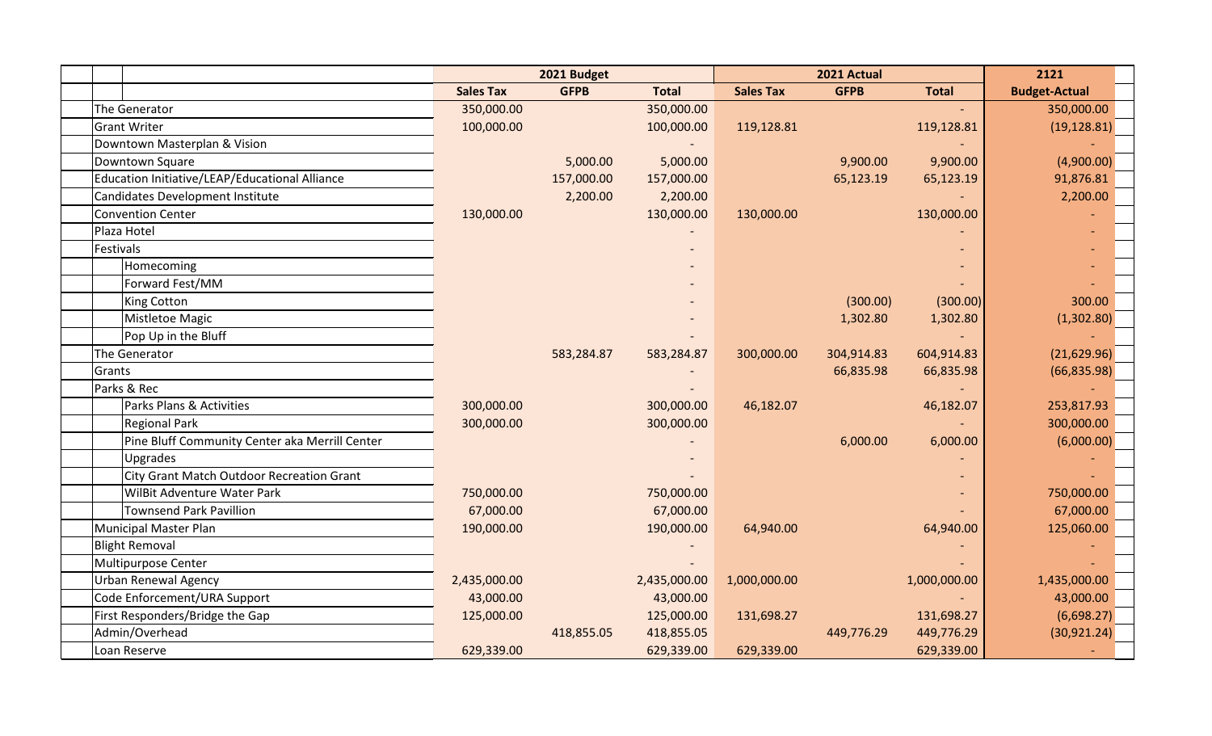| | 2021 Budget | | | 2021 Actual | | | 2121 |
|---|---|---|---|---|---|---|---|
| | **Sales Tax** | **GFPB** | **Total** | **Sales Tax** | **GFPB** | **Total** | **Budget-Actual** |
| The Generator | 350,000.00 | | 350,000.00 | | | - | 350,000.00 |
| Grant Writer | 100,000.00 | | 100,000.00 | 119,128.81 | | 119,128.81 | (19,128.81) |
| Downtown Masterplan & Vision | | | - | | | - | - |
| Downtown Square | | 5,000.00 | 5,000.00 | | 9,900.00 | 9,900.00 | (4,900.00) |
| Education Initiative/LEAP/Educational Alliance | | 157,000.00 | 157,000.00 | | 65,123.19 | 65,123.19 | 91,876.81 |
| Candidates Development Institute | | 2,200.00 | 2,200.00 | | | - | 2,200.00 |
| Convention Center | 130,000.00 | | 130,000.00 | 130,000.00 | | 130,000.00 | - |
| Plaza Hotel | | | - | | | - | - |
| Festivals | | | - | | | - | - |
| Homecoming | | | - | | | - | - |
| Forward Fest/MM | | | - | | | - | - |
| King Cotton | | | - | | (300.00) | (300.00) | 300.00 |
| Mistletoe Magic | | | - | | 1,302.80 | 1,302.80 | (1,302.80) |
| Pop Up in the Bluff | | | - | | | - | - |
| The Generator | | 583,284.87 | 583,284.87 | 300,000.00 | 304,914.83 | 604,914.83 | (21,629.96) |
| Grants | | | - | | 66,835.98 | 66,835.98 | (66,835.98) |
| Parks & Rec | | | - | | | - | - |
| Parks Plans & Activities | 300,000.00 | | 300,000.00 | 46,182.07 | | 46,182.07 | 253,817.93 |
| Regional Park | 300,000.00 | | 300,000.00 | | | - | 300,000.00 |
| Pine Bluff Community Center aka Merrill Center | | | - | | 6,000.00 | 6,000.00 | (6,000.00) |
| Upgrades | | | - | | | - | - |
| City Grant Match Outdoor Recreation Grant | | | - | | | - | - |
| WilBit Adventure Water Park | 750,000.00 | | 750,000.00 | | | - | 750,000.00 |
| Townsend Park Pavillion | 67,000.00 | | 67,000.00 | | | - | 67,000.00 |
| Municipal Master Plan | 190,000.00 | | 190,000.00 | 64,940.00 | | 64,940.00 | 125,060.00 |
| Blight Removal | | | - | | | - | - |
| Multipurpose Center | | | - | | | - | - |
| Urban Renewal Agency | 2,435,000.00 | | 2,435,000.00 | 1,000,000.00 | | 1,000,000.00 | 1,435,000.00 |
| Code Enforcement/URA Support | 43,000.00 | | 43,000.00 | | | - | 43,000.00 |
| First Responders/Bridge the Gap | 125,000.00 | | 125,000.00 | 131,698.27 | | 131,698.27 | (6,698.27) |
| Admin/Overhead | | 418,855.05 | 418,855.05 | | 449,776.29 | 449,776.29 | (30,921.24) |
| Loan Reserve | 629,339.00 | | 629,339.00 | 629,339.00 | | 629,339.00 | - |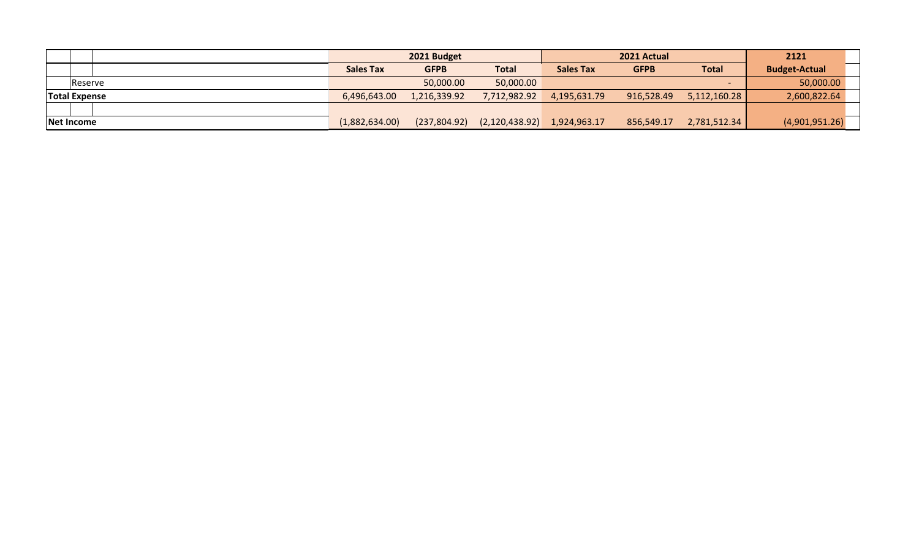| | 2021 Budget | | | 2021 Actual | | | 2121 |
|---|---|---|---|---|---|---|---|
| | Sales Tax | GFPB | Total | Sales Tax | GFPB | Total | Budget-Actual |
| Reserve | | 50,000.00 | 50,000.00 | | | - | 50,000.00 |
| **Total Expense** | 6,496,643.00 | 1,216,339.92 | 7,712,982.92 | 4,195,631.79 | 916,528.49 | 5,112,160.28 | 2,600,822.64 |
| | | | | | | | |
| **Net Income** | (1,882,634.00) | (237,804.92) | (2,120,438.92) | 1,924,963.17 | 856,549.17 | 2,781,512.34 | (4,901,951.26) |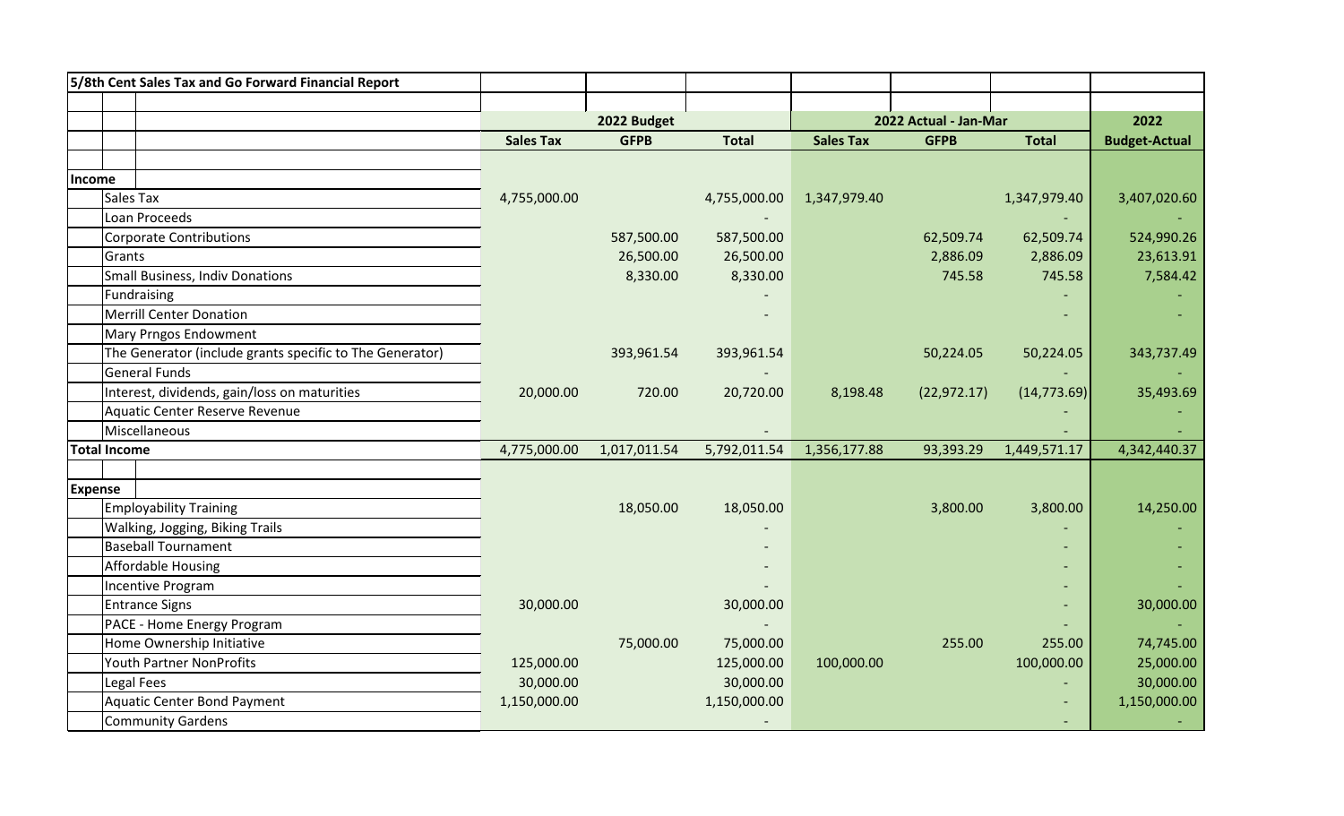| 5/8th Cent Sales Tax and Go Forward Financial Report | | | | | | | |
|---|---|---|---|---|---|---|---|
| | 2022 Budget | | | 2022 Actual - Jan-Mar | | | 2022 |
| | Sales Tax | GFPB | Total | Sales Tax | GFPB | Total | Budget-Actual |
| **Income** | | | | | | | |
| Sales Tax | 4,755,000.00 | | 4,755,000.00 | 1,347,979.40 | | 1,347,979.40 | 3,407,020.60 |
| Loan Proceeds | | | - | | | - | - |
| Corporate Contributions | | 587,500.00 | 587,500.00 | | 62,509.74 | 62,509.74 | 524,990.26 |
| Grants | | 26,500.00 | 26,500.00 | | 2,886.09 | 2,886.09 | 23,613.91 |
| Small Business, Indiv Donations | | 8,330.00 | 8,330.00 | | 745.58 | 745.58 | 7,584.42 |
| Fundraising | | | - | | | - | - |
| Merrill Center Donation | | | - | | | - | - |
| Mary Prngos Endowment | | | | | | | |
| The Generator (include grants specific to The Generator) | | 393,961.54 | 393,961.54 | | 50,224.05 | 50,224.05 | 343,737.49 |
| General Funds | | | - | | | - | - |
| Interest, dividends, gain/loss on maturities | 20,000.00 | 720.00 | 20,720.00 | 8,198.48 | (22,972.17) | (14,773.69) | 35,493.69 |
| Aquatic Center Reserve Revenue | | | | | | - | - |
| Miscellaneous | | | - | | | - | - |
| **Total Income** | 4,775,000.00 | 1,017,011.54 | 5,792,011.54 | 1,356,177.88 | 93,393.29 | 1,449,571.17 | 4,342,440.37 |
| **Expense** | | | | | | | |
| Employability Training | | 18,050.00 | 18,050.00 | | 3,800.00 | 3,800.00 | 14,250.00 |
| Walking, Jogging, Biking Trails | | | - | | | - | - |
| Baseball Tournament | | | - | | | - | - |
| Affordable Housing | | | - | | | - | - |
| Incentive Program | | | - | | | - | - |
| Entrance Signs | 30,000.00 | | 30,000.00 | | | - | 30,000.00 |
| PACE - Home Energy Program | | | - | | | - | - |
| Home Ownership Initiative | | 75,000.00 | 75,000.00 | | 255.00 | 255.00 | 74,745.00 |
| Youth Partner NonProfits | 125,000.00 | | 125,000.00 | 100,000.00 | | 100,000.00 | 25,000.00 |
| Legal Fees | 30,000.00 | | 30,000.00 | | | - | 30,000.00 |
| Aquatic Center Bond Payment | 1,150,000.00 | | 1,150,000.00 | | | - | 1,150,000.00 |
| Community Gardens | | | - | | | - | - |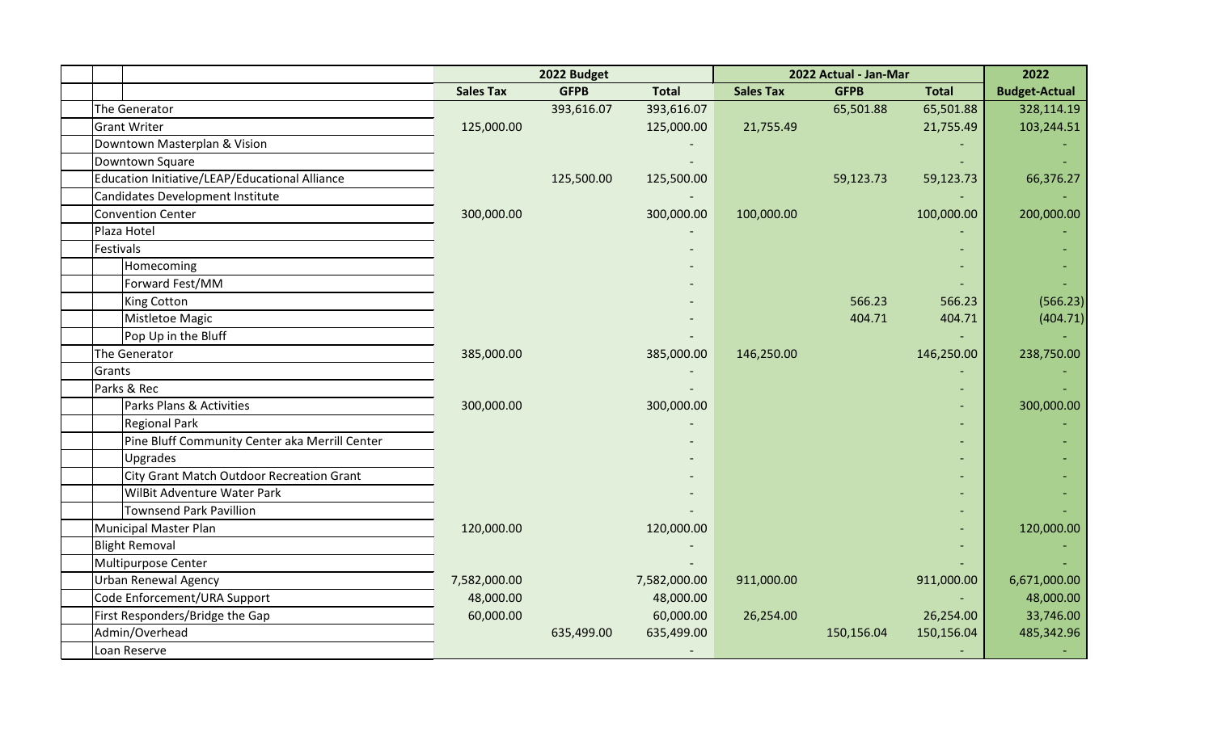| | 2022 Budget | | | 2022 Actual - Jan-Mar | | | 2022 |
|---|---|---|---|---|---|---|---|
| | Sales Tax | GFPB | Total | Sales Tax | GFPB | Total | Budget-Actual |
| The Generator | | 393,616.07 | 393,616.07 | | 65,501.88 | 65,501.88 | 328,114.19 |
| Grant Writer | 125,000.00 | | 125,000.00 | 21,755.49 | | 21,755.49 | 103,244.51 |
| Downtown Masterplan & Vision | | | - | | | - | - |
| Downtown Square | | | - | | | - | - |
| Education Initiative/LEAP/Educational Alliance | | 125,500.00 | 125,500.00 | | 59,123.73 | 59,123.73 | 66,376.27 |
| Candidates Development Institute | | | - | | | - | - |
| Convention Center | 300,000.00 | | 300,000.00 | 100,000.00 | | 100,000.00 | 200,000.00 |
| Plaza Hotel | | | - | | | - | - |
| Festivals | | | - | | | - | - |
| Homecoming | | | - | | | - | - |
| Forward Fest/MM | | | - | | | - | - |
| King Cotton | | | - | | 566.23 | 566.23 | (566.23) |
| Mistletoe Magic | | | - | | 404.71 | 404.71 | (404.71) |
| Pop Up in the Bluff | | | - | | | - | - |
| The Generator | 385,000.00 | | 385,000.00 | 146,250.00 | | 146,250.00 | 238,750.00 |
| Grants | | | - | | | - | - |
| Parks & Rec | | | - | | | - | - |
| Parks Plans & Activities | 300,000.00 | | 300,000.00 | | | - | 300,000.00 |
| Regional Park | | | - | | | - | - |
| Pine Bluff Community Center aka Merrill Center | | | - | | | - | - |
| Upgrades | | | - | | | - | - |
| City Grant Match Outdoor Recreation Grant | | | - | | | - | - |
| WilBit Adventure Water Park | | | - | | | - | - |
| Townsend Park Pavillion | | | - | | | - | - |
| Municipal Master Plan | 120,000.00 | | 120,000.00 | | | - | 120,000.00 |
| Blight Removal | | | - | | | - | - |
| Multipurpose Center | | | - | | | - | - |
| Urban Renewal Agency | 7,582,000.00 | | 7,582,000.00 | 911,000.00 | | 911,000.00 | 6,671,000.00 |
| Code Enforcement/URA Support | 48,000.00 | | 48,000.00 | | | - | 48,000.00 |
| First Responders/Bridge the Gap | 60,000.00 | | 60,000.00 | 26,254.00 | | 26,254.00 | 33,746.00 |
| Admin/Overhead | | 635,499.00 | 635,499.00 | | 150,156.04 | 150,156.04 | 485,342.96 |
| Loan Reserve | | | - | | | - | - |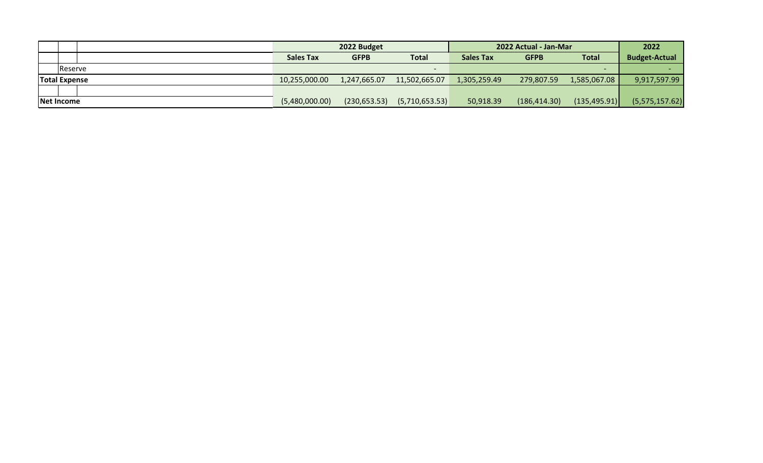| | 2022 Budget | | | 2022 Actual - Jan-Mar | | | 2022 |
|---|---|---|---|---|---|---|---|
| | Sales Tax | GFPB | Total | Sales Tax | GFPB | Total | Budget-Actual |
| Reserve | | | - | | | - | - |
| **Total Expense** | 10,255,000.00 | 1,247,665.07 | 11,502,665.07 | 1,305,259.49 | 279,807.59 | 1,585,067.08 | 9,917,597.99 |
| | | | | | | | |
| **Net Income** | (5,480,000.00) | (230,653.53) | (5,710,653.53) | 50,918.39 | (186,414.30) | (135,495.91) | (5,575,157.62) |